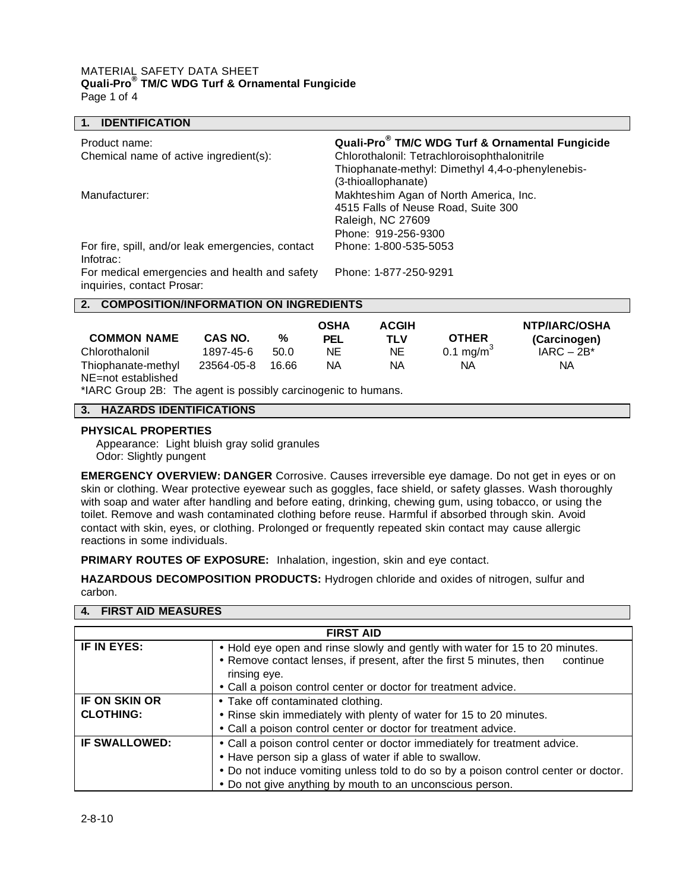# MATERIAL SAFETY DATA SHEET

**Quali-Pro® TM/C WDG Turf & Ornamental Fungicide**

## 1. IDENTIFICATION

| | |
|---|---|
| Product name: | **Quali-Pro® TM/C WDG Turf & Ornamental Fungicide** |
| Chemical name of active ingredient(s): | Chlorothalonil: Tetrachloroisophthalonitrile<br>Thiophanate-methyl: Dimethyl 4,4-o-phenylenebis-(3-thioallophanate) |
| Manufacturer: | Makhteshim Agan of North America, Inc.<br>4515 Falls of Neuse Road, Suite 300<br>Raleigh, NC 27609<br>Phone: 919-256-9300 |
| For fire, spill, and/or leak emergencies, contact Infotrac: | Phone: 1-800-535-5053 |
| For medical emergencies and health and safety inquiries, contact Prosar: | Phone: 1-877-250-9291 |

## 2. COMPOSITION/INFORMATION ON INGREDIENTS

| COMMON NAME | CAS NO. | % | OSHA PEL | ACGIH TLV | OTHER | NTP/IARC/OSHA (Carcinogen) |
|---|---|---|---|---|---|---|
| Chlorothalonil | 1897-45-6 | 50.0 | NE | NE | 0.1 mg/m$^3$ | IARC – 2B* |
| Thiophanate-methyl | 23564-05-8 | 16.66 | NA | NA | NA | NA |

NE=not established

*IARC Group 2B: The agent is possibly carcinogenic to humans.

## 3. HAZARDS IDENTIFICATIONS

**PHYSICAL PROPERTIES**

Appearance: Light bluish gray solid granules
Odor: Slightly pungent

**EMERGENCY OVERVIEW: DANGER** Corrosive. Causes irreversible eye damage. Do not get in eyes or on skin or clothing. Wear protective eyewear such as goggles, face shield, or safety glasses. Wash thoroughly with soap and water after handling and before eating, drinking, chewing gum, using tobacco, or using the toilet. Remove and wash contaminated clothing before reuse. Harmful if absorbed through skin. Avoid contact with skin, eyes, or clothing. Prolonged or frequently repeated skin contact may cause allergic reactions in some individuals.

**PRIMARY ROUTES OF EXPOSURE:** Inhalation, ingestion, skin and eye contact.

**HAZARDOUS DECOMPOSITION PRODUCTS:** Hydrogen chloride and oxides of nitrogen, sulfur and carbon.

## 4. FIRST AID MEASURES

| FIRST AID | |
|---|---|
| **IF IN EYES:** | • Hold eye open and rinse slowly and gently with water for 15 to 20 minutes.<br>• Remove contact lenses, if present, after the first 5 minutes, then continue rinsing eye.<br>• Call a poison control center or doctor for treatment advice. |
| **IF ON SKIN OR CLOTHING:** | • Take off contaminated clothing.<br>• Rinse skin immediately with plenty of water for 15 to 20 minutes.<br>• Call a poison control center or doctor for treatment advice. |
| **IF SWALLOWED:** | • Call a poison control center or doctor immediately for treatment advice.<br>• Have person sip a glass of water if able to swallow.<br>• Do not induce vomiting unless told to do so by a poison control center or doctor.<br>• Do not give anything by mouth to an unconscious person. |

2-8-10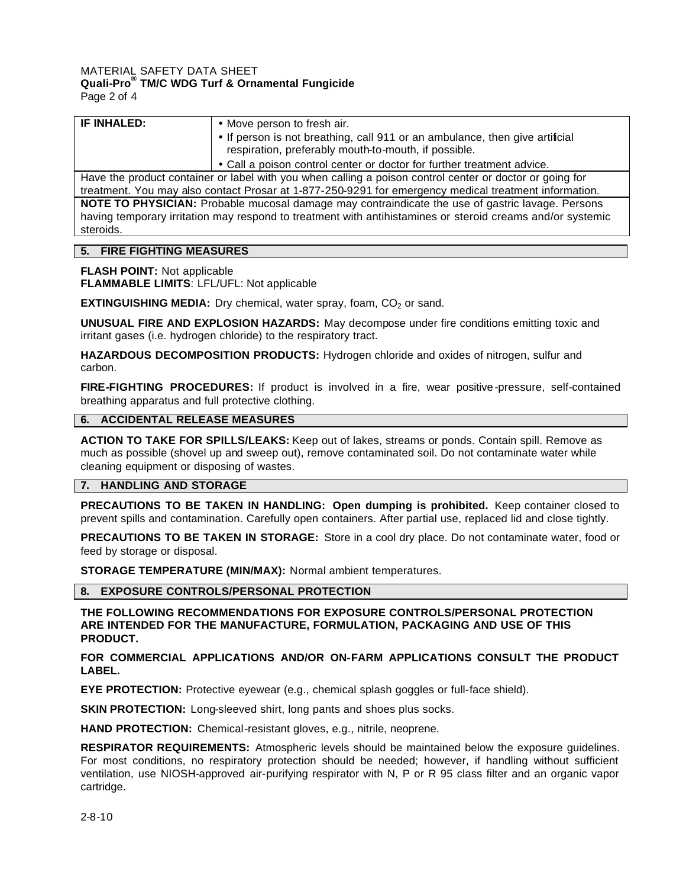| IF INHALED: | • Move person to fresh air.<br>• If person is not breathing, call 911 or an ambulance, then give artificial respiration, preferably mouth-to-mouth, if possible.<br>• Call a poison control center or doctor for further treatment advice. |
|---|---|

Have the product container or label with you when calling a poison control center or doctor or going for treatment. You may also contact Prosar at 1-877-250-9291 for emergency medical treatment information.

**NOTE TO PHYSICIAN:** Probable mucosal damage may contraindicate the use of gastric lavage. Persons having temporary irritation may respond to treatment with antihistamines or steroid creams and/or systemic steroids.

## 5. FIRE FIGHTING MEASURES

**FLASH POINT:** Not applicable
**FLAMMABLE LIMITS**: LFL/UFL: Not applicable

**EXTINGUISHING MEDIA:** Dry chemical, water spray, foam, $CO_2$ or sand.

**UNUSUAL FIRE AND EXPLOSION HAZARDS:** May decompose under fire conditions emitting toxic and irritant gases (i.e. hydrogen chloride) to the respiratory tract.

**HAZARDOUS DECOMPOSITION PRODUCTS:** Hydrogen chloride and oxides of nitrogen, sulfur and carbon.

**FIRE-FIGHTING PROCEDURES:** If product is involved in a fire, wear positive-pressure, self-contained breathing apparatus and full protective clothing.

## 6. ACCIDENTAL RELEASE MEASURES

**ACTION TO TAKE FOR SPILLS/LEAKS:** Keep out of lakes, streams or ponds. Contain spill. Remove as much as possible (shovel up and sweep out), remove contaminated soil. Do not contaminate water while cleaning equipment or disposing of wastes.

## 7. HANDLING AND STORAGE

**PRECAUTIONS TO BE TAKEN IN HANDLING: Open dumping is prohibited.** Keep container closed to prevent spills and contamination. Carefully open containers. After partial use, replaced lid and close tightly.

**PRECAUTIONS TO BE TAKEN IN STORAGE:** Store in a cool dry place. Do not contaminate water, food or feed by storage or disposal.

**STORAGE TEMPERATURE (MIN/MAX):** Normal ambient temperatures.

## 8. EXPOSURE CONTROLS/PERSONAL PROTECTION

**THE FOLLOWING RECOMMENDATIONS FOR EXPOSURE CONTROLS/PERSONAL PROTECTION ARE INTENDED FOR THE MANUFACTURE, FORMULATION, PACKAGING AND USE OF THIS PRODUCT.**

**FOR COMMERCIAL APPLICATIONS AND/OR ON-FARM APPLICATIONS CONSULT THE PRODUCT LABEL.**

**EYE PROTECTION:** Protective eyewear (e.g., chemical splash goggles or full-face shield).

**SKIN PROTECTION:** Long-sleeved shirt, long pants and shoes plus socks.

**HAND PROTECTION:** Chemical-resistant gloves, e.g., nitrile, neoprene.

**RESPIRATOR REQUIREMENTS:** Atmospheric levels should be maintained below the exposure guidelines. For most conditions, no respiratory protection should be needed; however, if handling without sufficient ventilation, use NIOSH-approved air-purifying respirator with N, P or R 95 class filter and an organic vapor cartridge.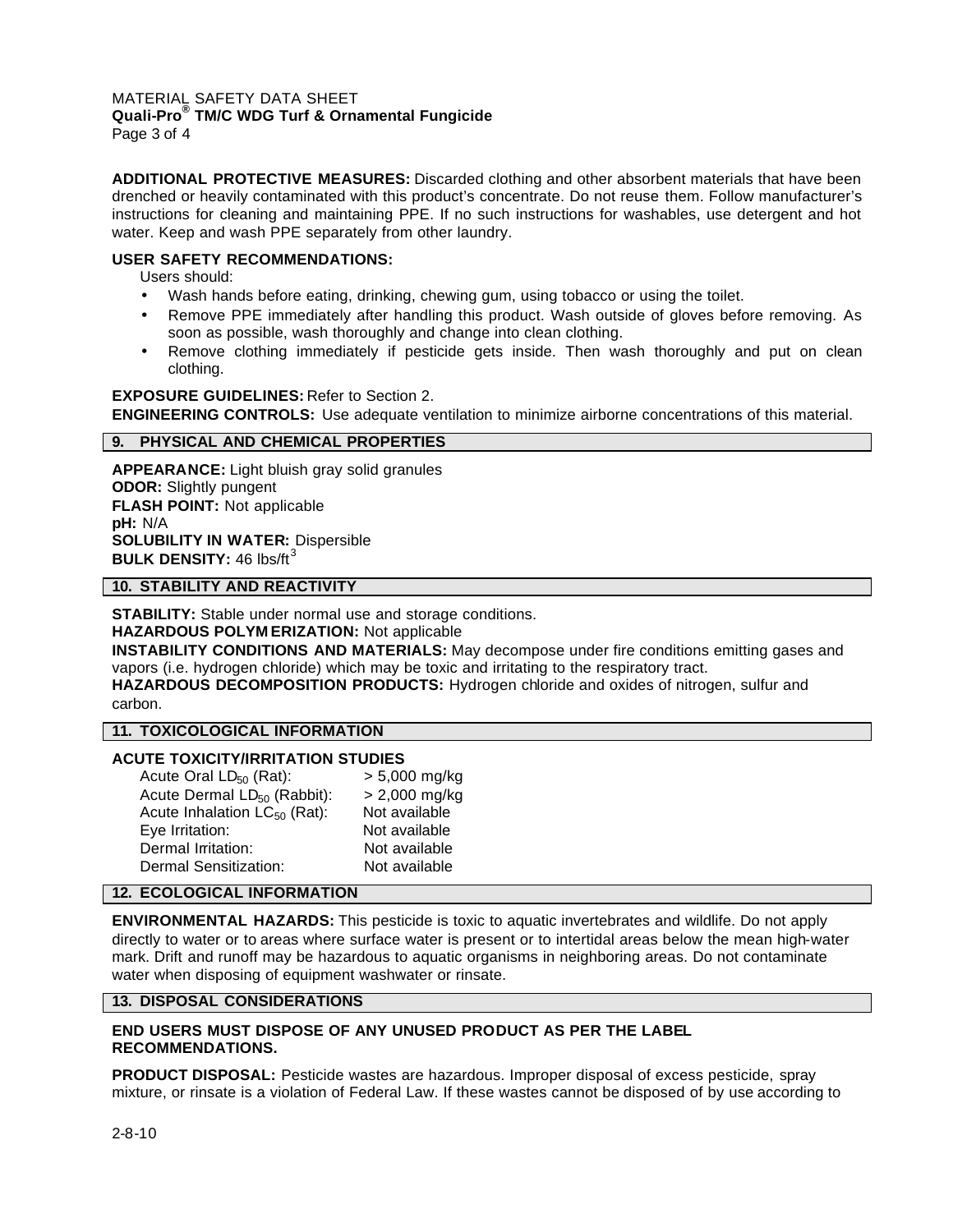**ADDITIONAL PROTECTIVE MEASURES:** Discarded clothing and other absorbent materials that have been drenched or heavily contaminated with this product's concentrate. Do not reuse them. Follow manufacturer's instructions for cleaning and maintaining PPE. If no such instructions for washables, use detergent and hot water. Keep and wash PPE separately from other laundry.

**USER SAFETY RECOMMENDATIONS:**

Users should:

- Wash hands before eating, drinking, chewing gum, using tobacco or using the toilet.
- Remove PPE immediately after handling this product. Wash outside of gloves before removing. As soon as possible, wash thoroughly and change into clean clothing.
- Remove clothing immediately if pesticide gets inside. Then wash thoroughly and put on clean clothing.

**EXPOSURE GUIDELINES:** Refer to Section 2.

**ENGINEERING CONTROLS:** Use adequate ventilation to minimize airborne concentrations of this material.

## 9. PHYSICAL AND CHEMICAL PROPERTIES

**APPEARANCE:** Light bluish gray solid granules
**ODOR:** Slightly pungent
**FLASH POINT:** Not applicable
**pH:** N/A
**SOLUBILITY IN WATER:** Dispersible
**BULK DENSITY:** 46 lbs/$ft^3$

## 10. STABILITY AND REACTIVITY

**STABILITY:** Stable under normal use and storage conditions.
**HAZARDOUS POLYMERIZATION:** Not applicable
**INSTABILITY CONDITIONS AND MATERIALS:** May decompose under fire conditions emitting gases and vapors (i.e. hydrogen chloride) which may be toxic and irritating to the respiratory tract.
**HAZARDOUS DECOMPOSITION PRODUCTS:** Hydrogen chloride and oxides of nitrogen, sulfur and carbon.

## 11. TOXICOLOGICAL INFORMATION

**ACUTE TOXICITY/IRRITATION STUDIES**

| | |
|---|---|
| Acute Oral $LD_{50}$ (Rat): | > 5,000 mg/kg |
| Acute Dermal $LD_{50}$ (Rabbit): | > 2,000 mg/kg |
| Acute Inhalation $LC_{50}$ (Rat): | Not available |
| Eye Irritation: | Not available |
| Dermal Irritation: | Not available |
| Dermal Sensitization: | Not available |

## 12. ECOLOGICAL INFORMATION

**ENVIRONMENTAL HAZARDS:** This pesticide is toxic to aquatic invertebrates and wildlife. Do not apply directly to water or to areas where surface water is present or to intertidal areas below the mean high-water mark. Drift and runoff may be hazardous to aquatic organisms in neighboring areas. Do not contaminate water when disposing of equipment washwater or rinsate.

## 13. DISPOSAL CONSIDERATIONS

**END USERS MUST DISPOSE OF ANY UNUSED PRODUCT AS PER THE LABEL RECOMMENDATIONS.**

**PRODUCT DISPOSAL:** Pesticide wastes are hazardous. Improper disposal of excess pesticide, spray mixture, or rinsate is a violation of Federal Law. If these wastes cannot be disposed of by use according to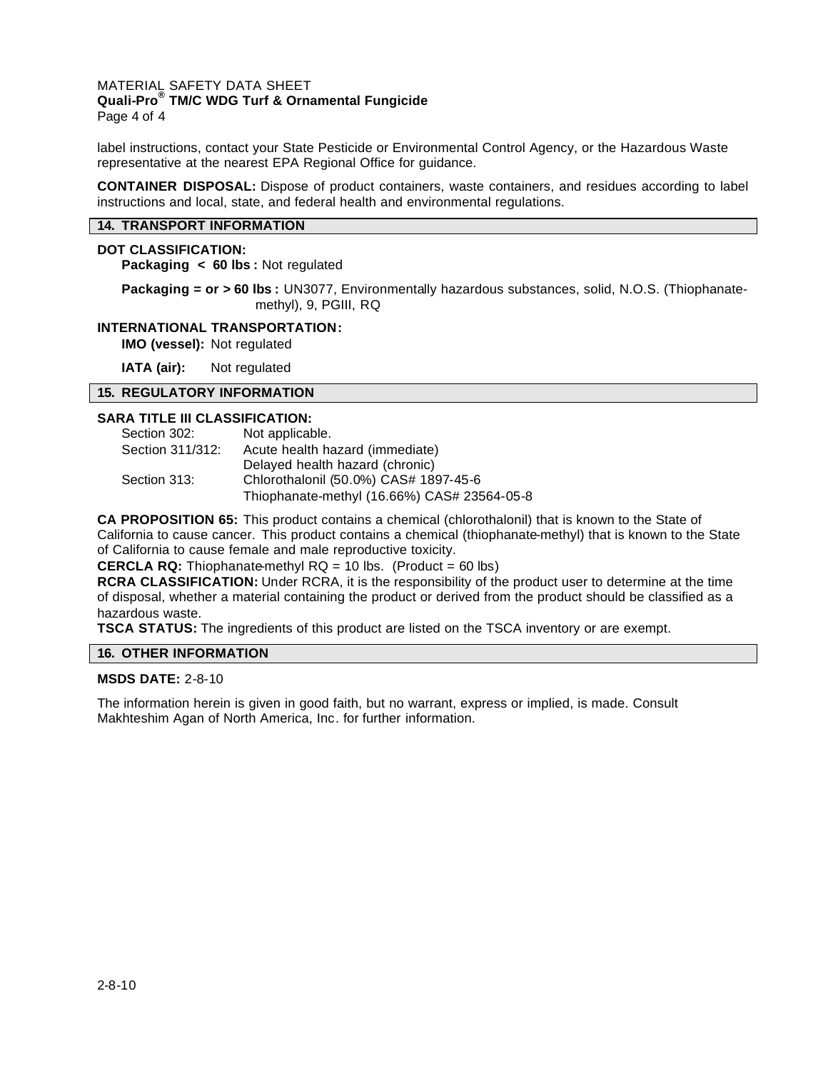label instructions, contact your State Pesticide or Environmental Control Agency, or the Hazardous Waste representative at the nearest EPA Regional Office for guidance.

**CONTAINER DISPOSAL:** Dispose of product containers, waste containers, and residues according to label instructions and local, state, and federal health and environmental regulations.

## 14. TRANSPORT INFORMATION

**DOT CLASSIFICATION:**

**Packaging < 60 lbs :** Not regulated

**Packaging = or > 60 lbs :** UN3077, Environmentally hazardous substances, solid, N.O.S. (Thiophanate-methyl), 9, PGIII, RQ

**INTERNATIONAL TRANSPORTATION:**

**IMO (vessel):** Not regulated

**IATA (air):** Not regulated

## 15. REGULATORY INFORMATION

**SARA TITLE III CLASSIFICATION:**

| | |
|---|---|
| Section 302: | Not applicable. |
| Section 311/312: | Acute health hazard (immediate)<br>Delayed health hazard (chronic) |
| Section 313: | Chlorothalonil (50.0%) CAS# 1897-45-6<br>Thiophanate-methyl (16.66%) CAS# 23564-05-8 |

**CA PROPOSITION 65:** This product contains a chemical (chlorothalonil) that is known to the State of California to cause cancer. This product contains a chemical (thiophanate-methyl) that is known to the State of California to cause female and male reproductive toxicity.

**CERCLA RQ:** Thiophanate-methyl RQ = 10 lbs. (Product = 60 lbs)

**RCRA CLASSIFICATION:** Under RCRA, it is the responsibility of the product user to determine at the time of disposal, whether a material containing the product or derived from the product should be classified as a hazardous waste.

**TSCA STATUS:** The ingredients of this product are listed on the TSCA inventory or are exempt.

## 16. OTHER INFORMATION

**MSDS DATE:** 2-8-10

The information herein is given in good faith, but no warrant, express or implied, is made. Consult Makhteshim Agan of North America, Inc. for further information.